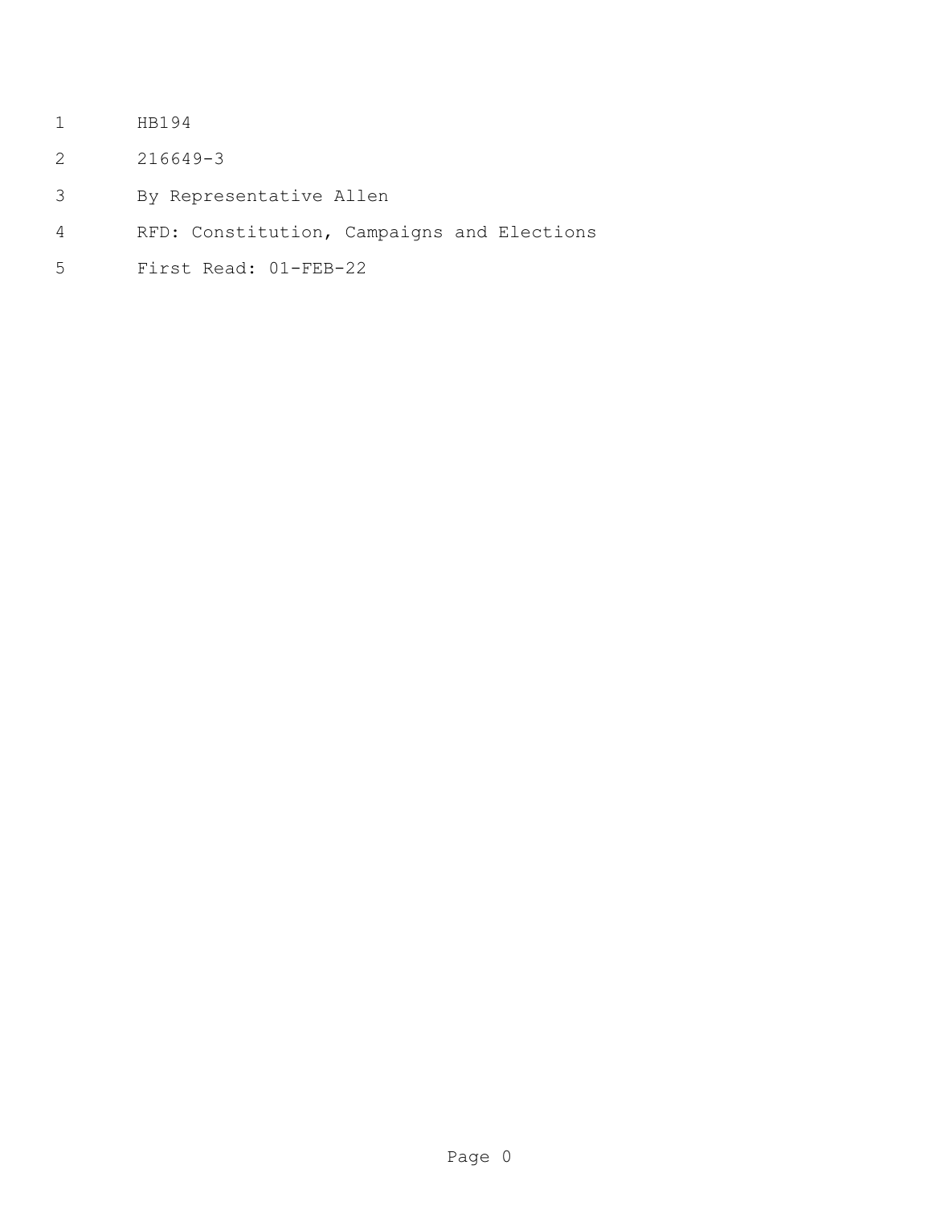HB194

216649-3

By Representative Allen

RFD: Constitution, Campaigns and Elections

First Read: 01-FEB-22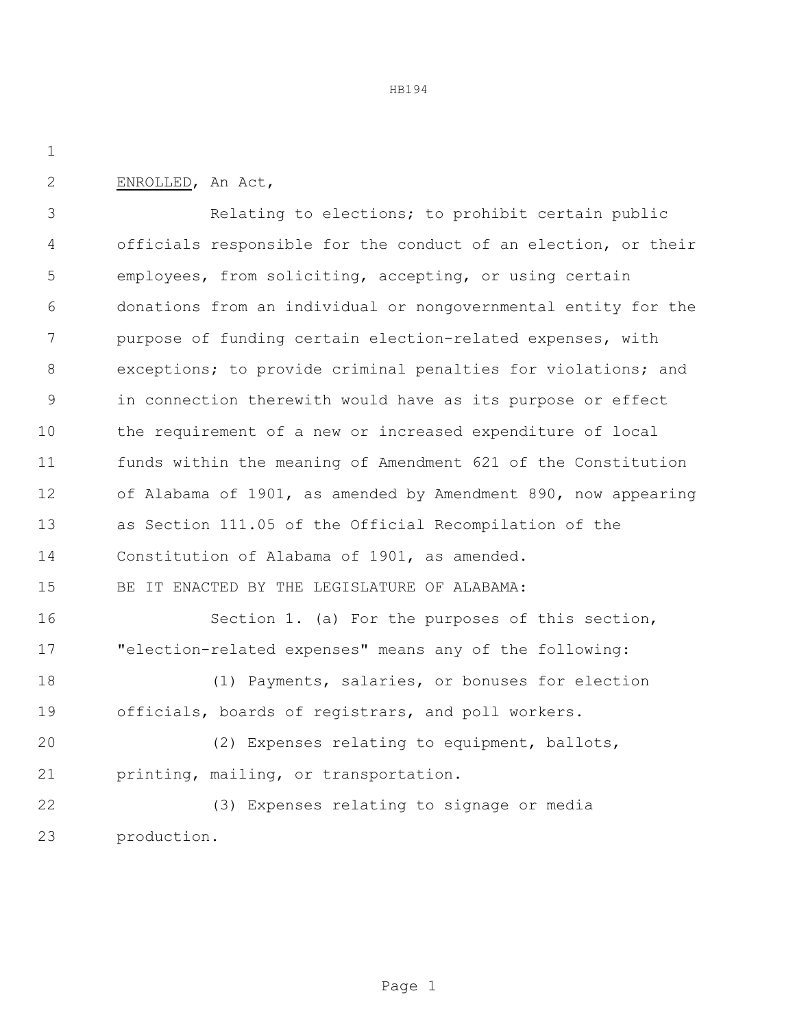<u>ENROLLED</u>, An Act,

Relating to elections; to prohibit certain public officials responsible for the conduct of an election, or their employees, from soliciting, accepting, or using certain donations from an individual or nongovernmental entity for the purpose of funding certain election-related expenses, with exceptions; to provide criminal penalties for violations; and in connection therewith would have as its purpose or effect the requirement of a new or increased expenditure of local funds within the meaning of Amendment 621 of the Constitution of Alabama of 1901, as amended by Amendment 890, now appearing as Section 111.05 of the Official Recompilation of the Constitution of Alabama of 1901, as amended.

BE IT ENACTED BY THE LEGISLATURE OF ALABAMA:

Section 1. (a) For the purposes of this section, "election-related expenses" means any of the following:

(1) Payments, salaries, or bonuses for election officials, boards of registrars, and poll workers.

(2) Expenses relating to equipment, ballots, printing, mailing, or transportation.

(3) Expenses relating to signage or media production.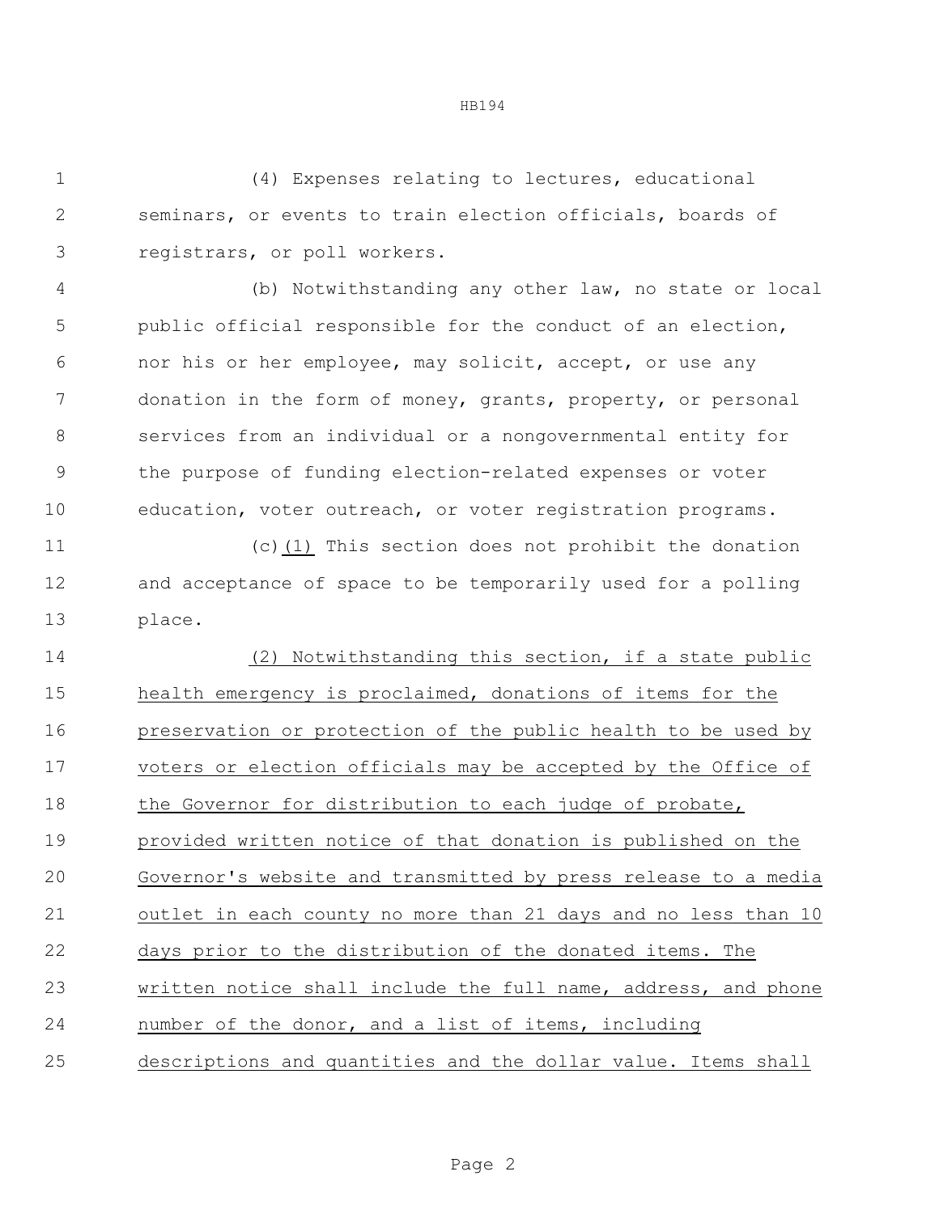(4) Expenses relating to lectures, educational seminars, or events to train election officials, boards of registrars, or poll workers.

(b) Notwithstanding any other law, no state or local public official responsible for the conduct of an election, nor his or her employee, may solicit, accept, or use any donation in the form of money, grants, property, or personal services from an individual or a nongovernmental entity for the purpose of funding election-related expenses or voter education, voter outreach, or voter registration programs.

(c)<u>(1)</u> This section does not prohibit the donation and acceptance of space to be temporarily used for a polling place.

<u>(2) Notwithstanding this section, if a state public health emergency is proclaimed, donations of items for the preservation or protection of the public health to be used by voters or election officials may be accepted by the Office of the Governor for distribution to each judge of probate, provided written notice of that donation is published on the Governor's website and transmitted by press release to a media outlet in each county no more than 21 days and no less than 10 days prior to the distribution of the donated items. The written notice shall include the full name, address, and phone number of the donor, and a list of items, including descriptions and quantities and the dollar value. Items shall</u>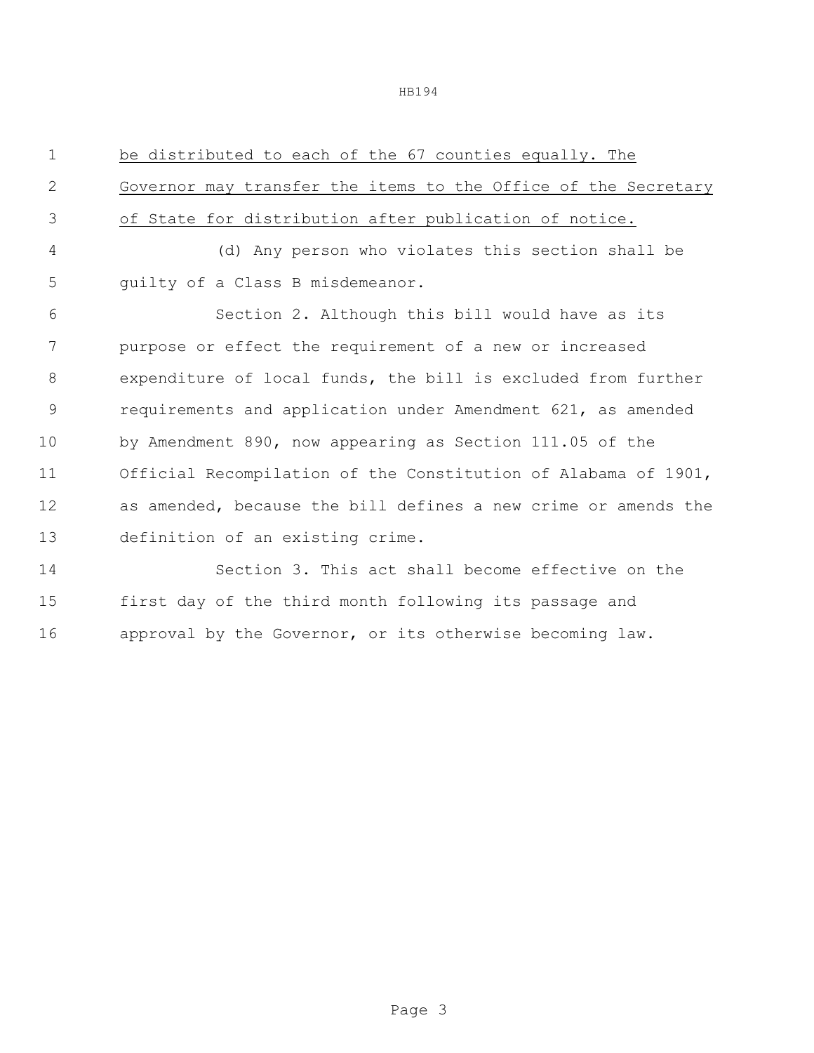be distributed to each of the 67 counties equally. The Governor may transfer the items to the Office of the Secretary of State for distribution after publication of notice.

(d) Any person who violates this section shall be guilty of a Class B misdemeanor.

Section 2. Although this bill would have as its purpose or effect the requirement of a new or increased expenditure of local funds, the bill is excluded from further requirements and application under Amendment 621, as amended by Amendment 890, now appearing as Section 111.05 of the Official Recompilation of the Constitution of Alabama of 1901, as amended, because the bill defines a new crime or amends the definition of an existing crime.

Section 3. This act shall become effective on the first day of the third month following its passage and approval by the Governor, or its otherwise becoming law.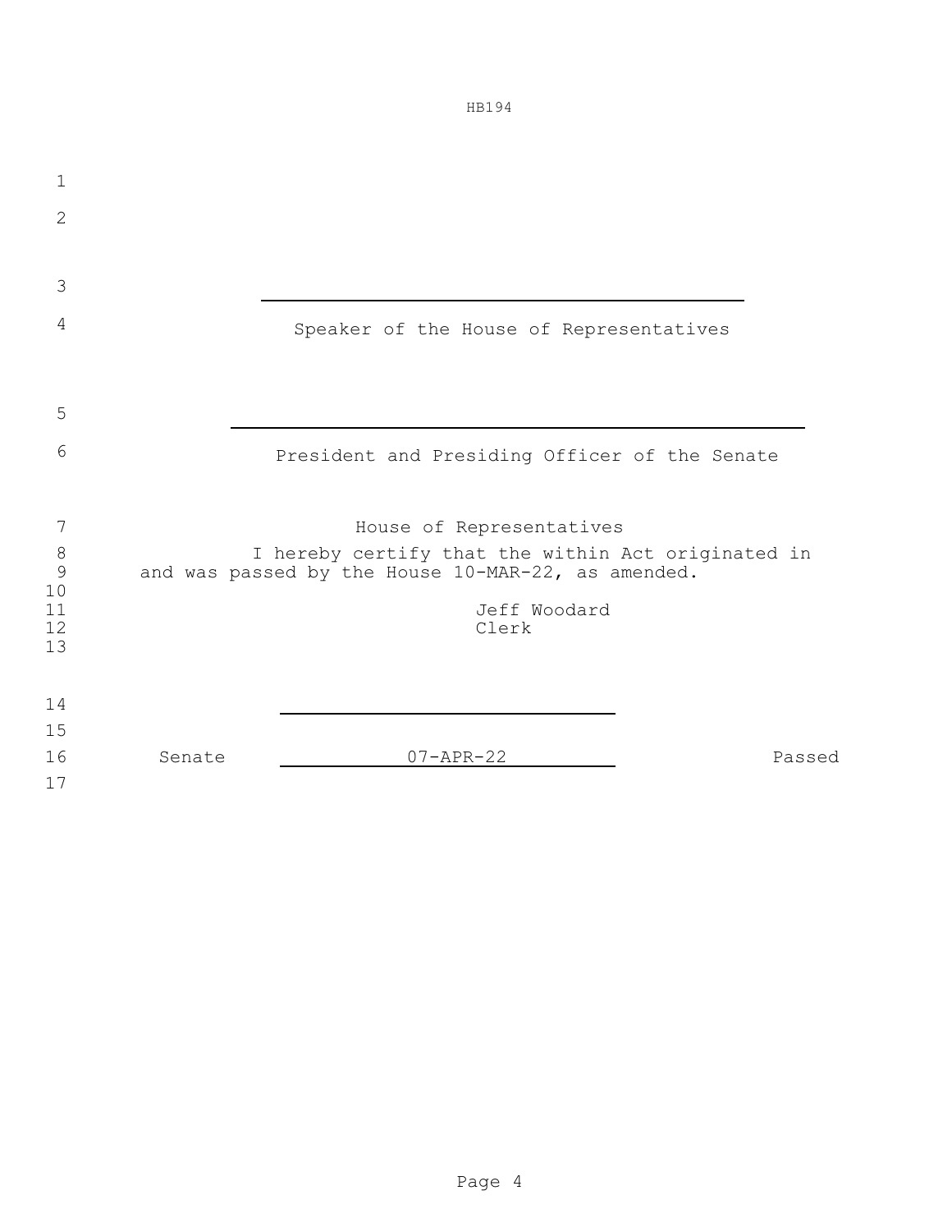\_\_\_\_\_\_\_\_\_\_\_\_\_\_\_\_\_\_\_\_\_\_\_\_\_\_\_\_\_\_\_\_\_\_\_\_\_\_\_\_

Speaker of the House of Representatives

\_\_\_\_\_\_\_\_\_\_\_\_\_\_\_\_\_\_\_\_\_\_\_\_\_\_\_\_\_\_\_\_\_\_\_\_\_\_\_\_

President and Presiding Officer of the Senate

House of Representatives

I hereby certify that the within Act originated in and was passed by the House 10-MAR-22, as amended.

Jeff Woodard
Clerk

\_\_\_\_\_\_\_\_\_\_\_\_\_\_\_\_\_\_\_\_\_\_\_\_\_\_\_\_

Senate 07-APR-22 Passed